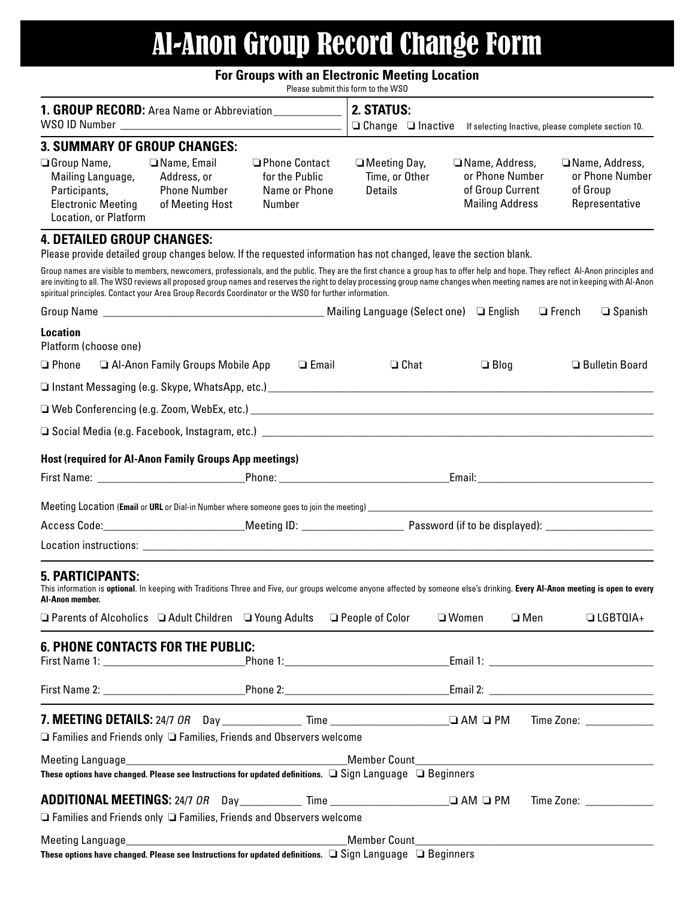# Al-Anon Group Record Change Form

**For Groups with an Electronic Meeting Location**

Please submit this form to the WSO

**1. GROUP RECORD:** Area Name or Abbreviation ____________
WSO ID Number ________________________________________

**2. STATUS:**
❑ Change ❑ Inactive If selecting Inactive, please complete section 10.

## 3. SUMMARY OF GROUP CHANGES:

❑ Group Name, Mailing Language, Participants, Electronic Meeting Location, or Platform
❑ Name, Email Address, or Phone Number of Meeting Host
❑ Phone Contact for the Public Name or Phone Number
❑ Meeting Day, Time, or Other Details
❑ Name, Address, or Phone Number of Group Current Mailing Address
❑ Name, Address, or Phone Number of Group Representative

## 4. DETAILED GROUP CHANGES:

Please provide detailed group changes below. If the requested information has not changed, leave the section blank.

Group names are visible to members, newcomers, professionals, and the public. They are the first chance a group has to offer help and hope. They reflect Al-Anon principles and are inviting to all. The WSO reviews all proposed group names and reserves the right to delay processing group name changes when meeting names are not in keeping with Al-Anon spiritual principles. Contact your Area Group Records Coordinator or the WSO for further information.

Group Name ________________________________________ Mailing Language (Select one) ❑ English ❑ French ❑ Spanish

**Location**
Platform (choose one)

❑ Phone ❑ Al-Anon Family Groups Mobile App ❑ Email ❑ Chat ❑ Blog ❑ Bulletin Board

❑ Instant Messaging (e.g. Skype, WhatsApp, etc.) ________________________________________

❑ Web Conferencing (e.g. Zoom, WebEx, etc.) ________________________________________

❑ Social Media (e.g. Facebook, Instagram, etc.) ________________________________________

**Host (required for Al-Anon Family Groups App meetings)**

First Name: __________________________ Phone: ______________________________ Email: ________________________________

Meeting Location (**Email** or **URL** or Dial-in Number where someone goes to join the meeting) ________________________________________

Access Code: _________________________ Meeting ID: __________________ Password (if to be displayed): ___________________

Location instructions: ________________________________________

## 5. PARTICIPANTS:

This information is **optional**. In keeping with Traditions Three and Five, our groups welcome anyone affected by someone else's drinking. **Every Al-Anon meeting is open to every Al-Anon member.**

❑ Parents of Alcoholics ❑ Adult Children ❑ Young Adults ❑ People of Color ❑ Women ❑ Men ❑ LGBTQIA+

## 6. PHONE CONTACTS FOR THE PUBLIC:

First Name 1: __________________________ Phone 1: ______________________________ Email 1: ______________________________

First Name 2: __________________________ Phone 2: ______________________________ Email 2: ______________________________

**7. MEETING DETAILS:** 24/7 *OR* Day ______________ Time _____________________ ❑ AM ❑ PM Time Zone: ____________

❑ Families and Friends only ❑ Families, Friends and Observers welcome

Meeting Language ________________________________________ Member Count ________________________________________

**These options have changed. Please see Instructions for updated definitions.** ❑ Sign Language ❑ Beginners

**ADDITIONAL MEETINGS:** 24/7 *OR* Day ___________ Time _____________________ ❑ AM ❑ PM Time Zone: ____________

❑ Families and Friends only ❑ Families, Friends and Observers welcome

Meeting Language ________________________________________ Member Count ________________________________________

**These options have changed. Please see Instructions for updated definitions.** ❑ Sign Language ❑ Beginners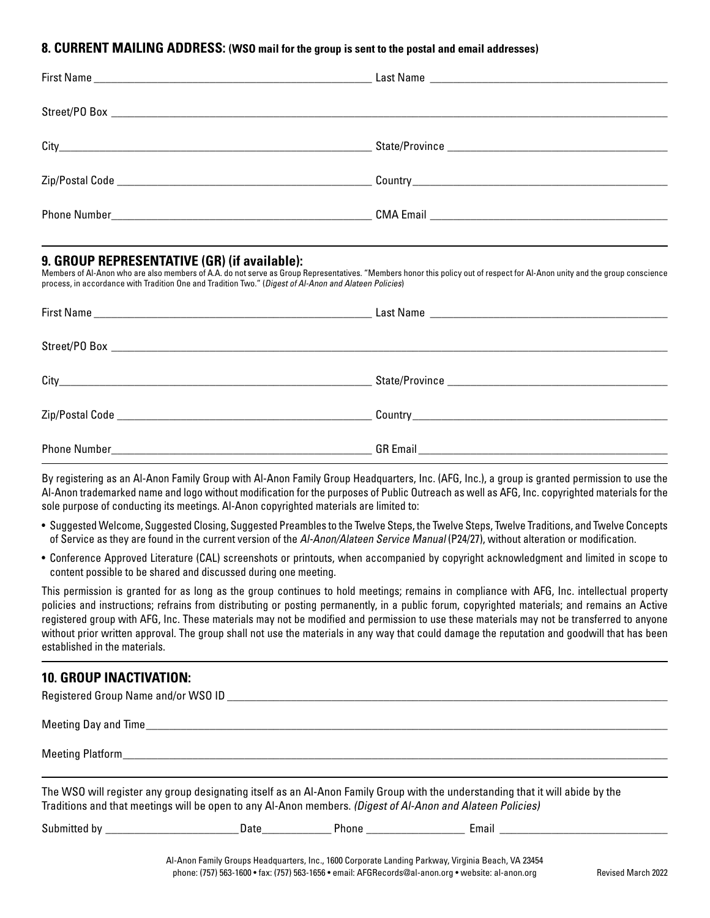## 8. CURRENT MAILING ADDRESS: (WSO mail for the group is sent to the postal and email addresses)

First Name ______________________ Last Name ______________________

Street/PO Box ______________________________________________

City ______________________ State/Province ______________________

Zip/Postal Code ______________________ Country ______________________

Phone Number ______________________ CMA Email ______________________

## 9. GROUP REPRESENTATIVE (GR) (if available):

Members of Al-Anon who are also members of A.A. do not serve as Group Representatives. "Members honor this policy out of respect for Al-Anon unity and the group conscience process, in accordance with Tradition One and Tradition Two." (*Digest of Al-Anon and Alateen Policies*)

First Name ______________________ Last Name ______________________

Street/PO Box ______________________________________________

City ______________________ State/Province ______________________

Zip/Postal Code ______________________ Country ______________________

Phone Number ______________________ GR Email ______________________

By registering as an Al-Anon Family Group with Al-Anon Family Group Headquarters, Inc. (AFG, Inc.), a group is granted permission to use the Al-Anon trademarked name and logo without modification for the purposes of Public Outreach as well as AFG, Inc. copyrighted materials for the sole purpose of conducting its meetings. Al-Anon copyrighted materials are limited to:

- Suggested Welcome, Suggested Closing, Suggested Preambles to the Twelve Steps, the Twelve Steps, Twelve Traditions, and Twelve Concepts of Service as they are found in the current version of the *Al-Anon/Alateen Service Manual* (P24/27), without alteration or modification.
- Conference Approved Literature (CAL) screenshots or printouts, when accompanied by copyright acknowledgment and limited in scope to content possible to be shared and discussed during one meeting.

This permission is granted for as long as the group continues to hold meetings; remains in compliance with AFG, Inc. intellectual property policies and instructions; refrains from distributing or posting permanently, in a public forum, copyrighted materials; and remains an Active registered group with AFG, Inc. These materials may not be modified and permission to use these materials may not be transferred to anyone without prior written approval. The group shall not use the materials in any way that could damage the reputation and goodwill that has been established in the materials.

## 10. GROUP INACTIVATION:

Registered Group Name and/or WSO ID ______________________________________________

Meeting Day and Time ______________________________________________

Meeting Platform ______________________________________________

The WSO will register any group designating itself as an Al-Anon Family Group with the understanding that it will abide by the Traditions and that meetings will be open to any Al-Anon members. *(Digest of Al-Anon and Alateen Policies)*

Submitted by ______________ Date __________ Phone ______________ Email ______________________

Al-Anon Family Groups Headquarters, Inc., 1600 Corporate Landing Parkway, Virginia Beach, VA 23454
phone: (757) 563-1600 • fax: (757) 563-1656 • email: AFGRecords@al-anon.org • website: al-anon.org

Revised March 2022